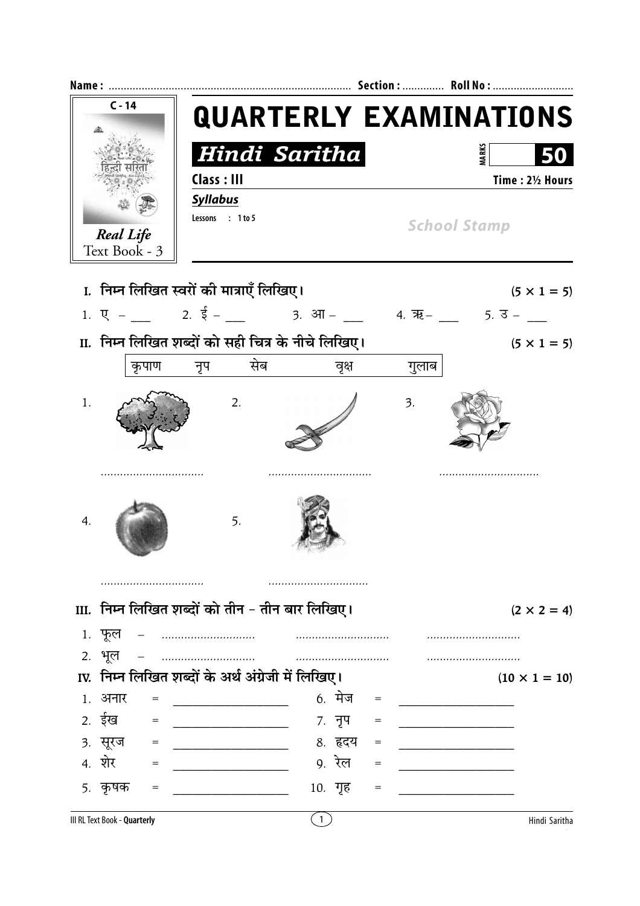Name : ................................................................................ Section : ............. Roll No : ...........................

C - 14

Real Life
Text Book - 3

# QUARTERLY EXAMINATIONS

## Hindi Saritha

MARKS **50**

**Class : III** **Time : 2½ Hours**

***Syllabus***

Lessons : 1 to 5

School Stamp

**I. निम्न लिखित स्वरों की मात्राएँ लिखिए।** **(5 × 1 = 5)**

1. ए – ___ 2. ई – ___ 3. आ – ___ 4. ऋ – ___ 5. उ – ___

**II. निम्न लिखित शब्दों को सही चित्र के नीचे लिखिए।** **(5 × 1 = 5)**

| कृपाण | नृप | सेब | वृक्ष | गुलाब |
|---|---|---|---|---|

1. ................................
2. ................................
3. ................................
4. ................................
5. ................................

**III. निम्न लिखित शब्दों को तीन – तीन बार लिखिए।** **(2 × 2 = 4)**

1. फूल – ............................ ............................ ............................
2. भूल – ............................ ............................ ............................

**IV. निम्न लिखित शब्दों के अर्थ अंग्रेजी में लिखिए।** **(10 × 1 = 10)**

1. अनार = ________________
2. ईख = ________________
3. सूरज = ________________
4. शेर = ________________
5. कृषक = ________________
6. मेज = ________________
7. नृप = ________________
8. हृदय = ________________
9. रेल = ________________
10. गृह = ________________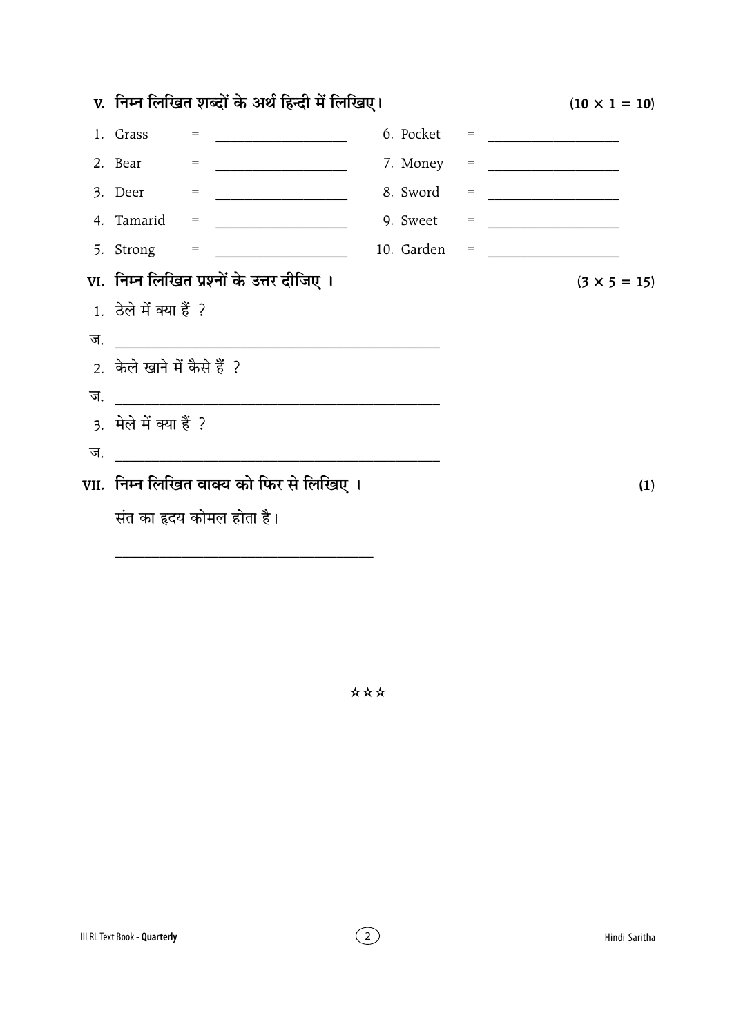**V. निम्न लिखित शब्दों के अर्थ हिन्दी में लिखिए।** **(10 × 1 = 10)**

| | | | | | |
|---|---|---|---|---|---|
| 1. Grass | = | ________________ | 6. Pocket | = | ________________ |
| 2. Bear | = | ________________ | 7. Money | = | ________________ |
| 3. Deer | = | ________________ | 8. Sword | = | ________________ |
| 4. Tamarid | = | ________________ | 9. Sweet | = | ________________ |
| 5. Strong | = | ________________ | 10. Garden | = | ________________ |

**VI. निम्न लिखित प्रश्नों के उत्तर दीजिए ।** **(3 × 5 = 15)**

1. ठेले में क्या हैं ?

ज. ________________________________________

2. केले खाने में कैसे हैं ?

ज. ________________________________________

3. मेले में क्या हैं ?

ज. ________________________________________

**VII. निम्न लिखित वाक्य को फिर से लिखिए ।** **(1)**

संत का हृदय कोमल होता है।

________________________________

☆☆☆